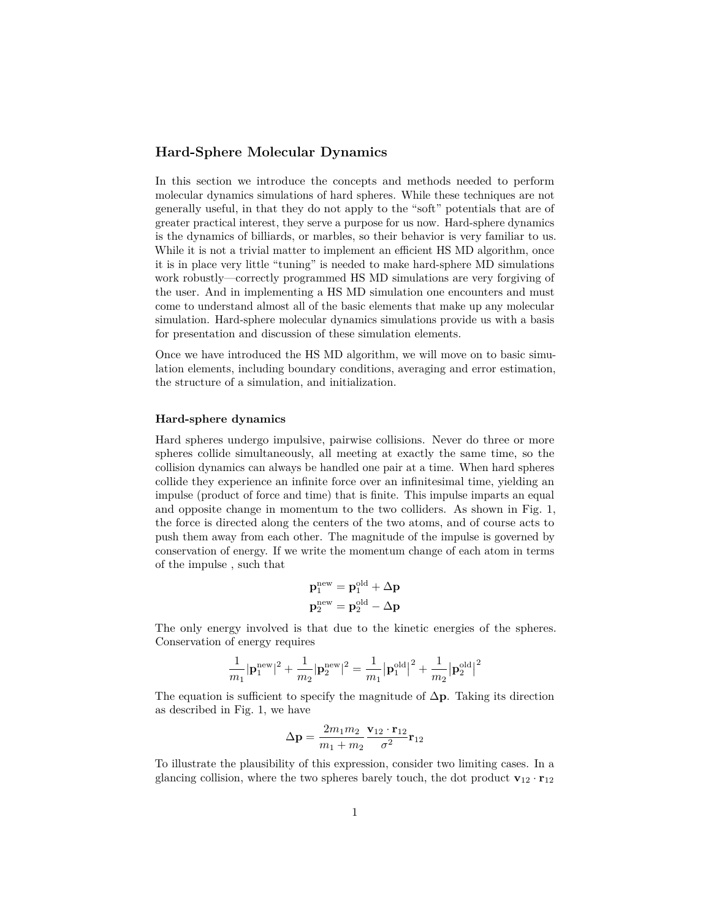## Hard-Sphere Molecular Dynamics

In this section we introduce the concepts and methods needed to perform molecular dynamics simulations of hard spheres. While these techniques are not generally useful, in that they do not apply to the "soft" potentials that are of greater practical interest, they serve a purpose for us now. Hard-sphere dynamics is the dynamics of billiards, or marbles, so their behavior is very familiar to us. While it is not a trivial matter to implement an efficient HS MD algorithm, once it is in place very little "tuning" is needed to make hard-sphere MD simulations work robustly—correctly programmed HS MD simulations are very forgiving of the user. And in implementing a HS MD simulation one encounters and must come to understand almost all of the basic elements that make up any molecular simulation. Hard-sphere molecular dynamics simulations provide us with a basis for presentation and discussion of these simulation elements.

Once we have introduced the HS MD algorithm, we will move on to basic simulation elements, including boundary conditions, averaging and error estimation, the structure of a simulation, and initialization.

### Hard-sphere dynamics

Hard spheres undergo impulsive, pairwise collisions. Never do three or more spheres collide simultaneously, all meeting at exactly the same time, so the collision dynamics can always be handled one pair at a time. When hard spheres collide they experience an infinite force over an infinitesimal time, yielding an impulse (product of force and time) that is finite. This impulse imparts an equal and opposite change in momentum to the two colliders. As shown in Fig. 1, the force is directed along the centers of the two atoms, and of course acts to push them away from each other. The magnitude of the impulse is governed by conservation of energy. If we write the momentum change of each atom in terms of the impulse , such that

$$
\mathbf{p}_1^{\text{new}} = \mathbf{p}_1^{\text{old}} + \Delta\mathbf{p}
$$
$$
\mathbf{p}_2^{\text{new}} = \mathbf{p}_2^{\text{old}} - \Delta\mathbf{p}
$$

The only energy involved is that due to the kinetic energies of the spheres. Conservation of energy requires

$$
\frac{1}{m_1}\left|\mathbf{p}_1^{\text{new}}\right|^2 + \frac{1}{m_2}\left|\mathbf{p}_2^{\text{new}}\right|^2 = \frac{1}{m_1}\left|\mathbf{p}_1^{\text{old}}\right|^2 + \frac{1}{m_2}\left|\mathbf{p}_2^{\text{old}}\right|^2
$$

The equation is sufficient to specify the magnitude of $\Delta\mathbf{p}$. Taking its direction as described in Fig. 1, we have

$$
\Delta\mathbf{p} = \frac{2m_1 m_2}{m_1 + m_2}\frac{\mathbf{v}_{12}\cdot\mathbf{r}_{12}}{\sigma^2}\mathbf{r}_{12}
$$

To illustrate the plausibility of this expression, consider two limiting cases. In a glancing collision, where the two spheres barely touch, the dot product $\mathbf{v}_{12}\cdot\mathbf{r}_{12}$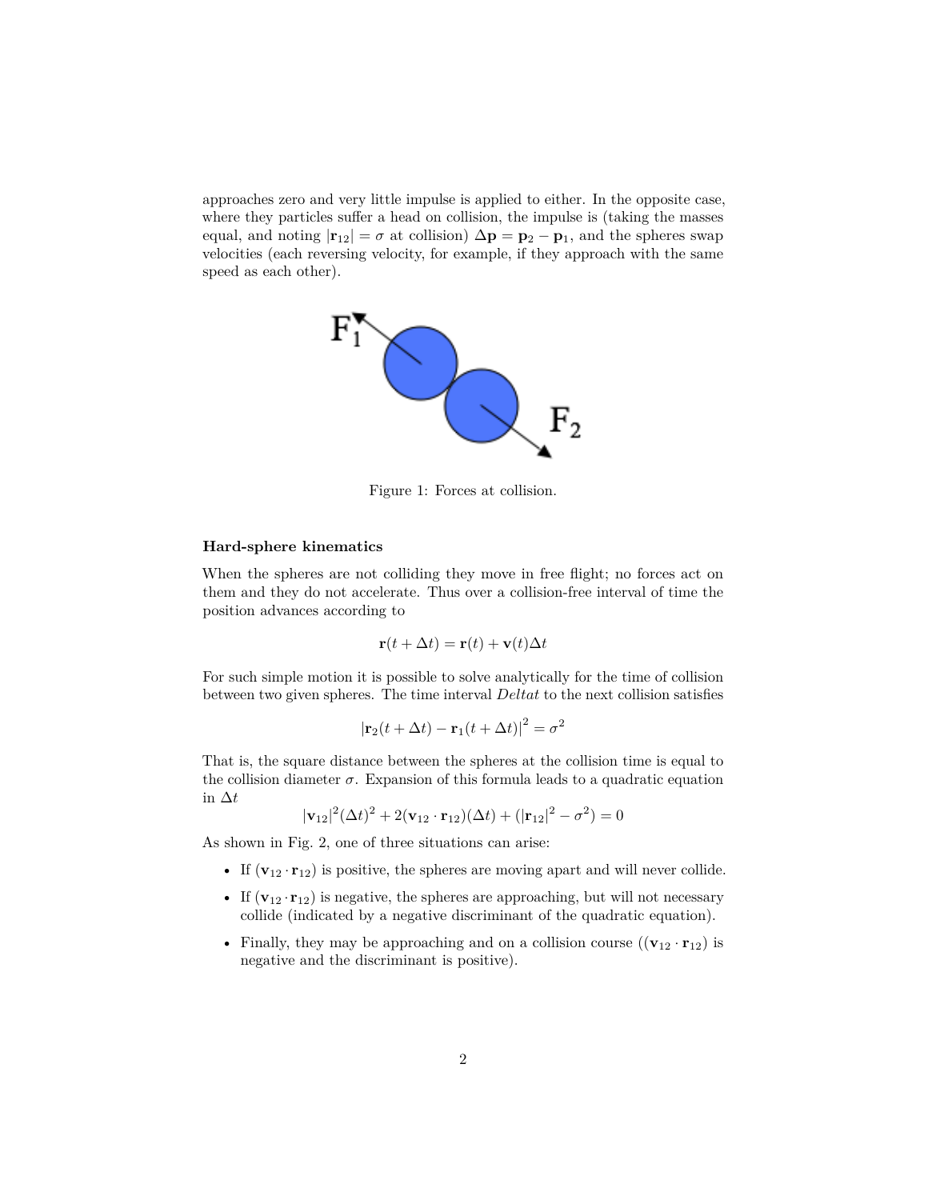approaches zero and very little impulse is applied to either. In the opposite case, where they particles suffer a head on collision, the impulse is (taking the masses equal, and noting $|\mathbf{r}_{12}| = \sigma$ at collision) $\Delta\mathbf{p} = \mathbf{p}_2 - \mathbf{p}_1$, and the spheres swap velocities (each reversing velocity, for example, if they approach with the same speed as each other).

Figure 1: Forces at collision.

**Hard-sphere kinematics**

When the spheres are not colliding they move in free flight; no forces act on them and they do not accelerate. Thus over a collision-free interval of time the position advances according to

$$\mathbf{r}(t + \Delta t) = \mathbf{r}(t) + \mathbf{v}(t)\Delta t$$

For such simple motion it is possible to solve analytically for the time of collision between two given spheres. The time interval *Deltat* to the next collision satisfies

$$|\mathbf{r}_2(t + \Delta t) - \mathbf{r}_1(t + \Delta t)|^2 = \sigma^2$$

That is, the square distance between the spheres at the collision time is equal to the collision diameter $\sigma$. Expansion of this formula leads to a quadratic equation in $\Delta t$

$$|\mathbf{v}_{12}|^2(\Delta t)^2 + 2(\mathbf{v}_{12} \cdot \mathbf{r}_{12})(\Delta t) + (|\mathbf{r}_{12}|^2 - \sigma^2) = 0$$

As shown in Fig. 2, one of three situations can arise:

- If $(\mathbf{v}_{12} \cdot \mathbf{r}_{12})$ is positive, the spheres are moving apart and will never collide.
- If $(\mathbf{v}_{12} \cdot \mathbf{r}_{12})$ is negative, the spheres are approaching, but will not necessary collide (indicated by a negative discriminant of the quadratic equation).
- Finally, they may be approaching and on a collision course ($(\mathbf{v}_{12} \cdot \mathbf{r}_{12})$ is negative and the discriminant is positive).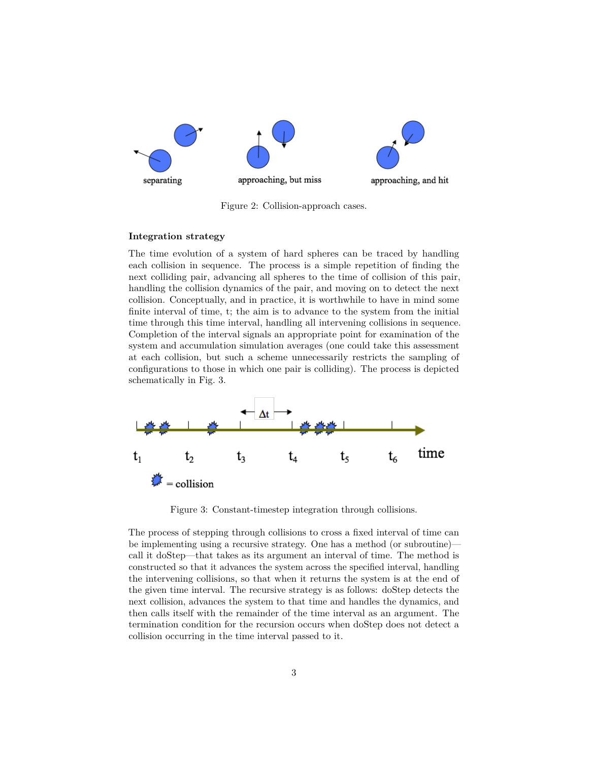Figure 2: Collision-approach cases.

**Integration strategy**

The time evolution of a system of hard spheres can be traced by handling each collision in sequence. The process is a simple repetition of finding the next colliding pair, advancing all spheres to the time of collision of this pair, handling the collision dynamics of the pair, and moving on to detect the next collision. Conceptually, and in practice, it is worthwhile to have in mind some finite interval of time, t; the aim is to advance to the system from the initial time through this time interval, handling all intervening collisions in sequence. Completion of the interval signals an appropriate point for examination of the system and accumulation simulation averages (one could take this assessment at each collision, but such a scheme unnecessarily restricts the sampling of configurations to those in which one pair is colliding). The process is depicted schematically in Fig. 3.

Figure 3: Constant-timestep integration through collisions.

The process of stepping through collisions to cross a fixed interval of time can be implementing using a recursive strategy. One has a method (or subroutine)—call it doStep—that takes as its argument an interval of time. The method is constructed so that it advances the system across the specified interval, handling the intervening collisions, so that when it returns the system is at the end of the given time interval. The recursive strategy is as follows: doStep detects the next collision, advances the system to that time and handles the dynamics, and then calls itself with the remainder of the time interval as an argument. The termination condition for the recursion occurs when doStep does not detect a collision occurring in the time interval passed to it.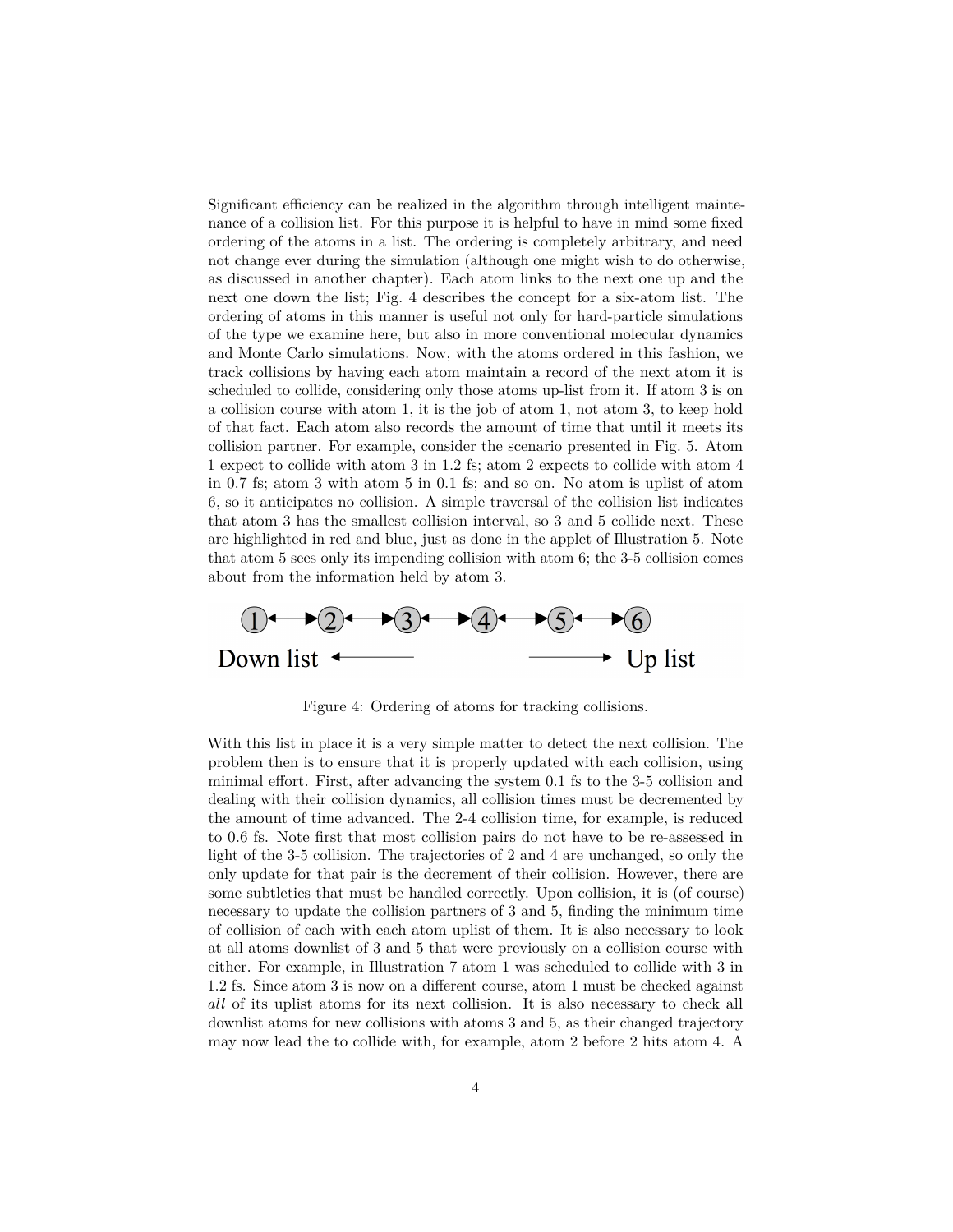Significant efficiency can be realized in the algorithm through intelligent maintenance of a collision list. For this purpose it is helpful to have in mind some fixed ordering of the atoms in a list. The ordering is completely arbitrary, and need not change ever during the simulation (although one might wish to do otherwise, as discussed in another chapter). Each atom links to the next one up and the next one down the list; Fig. 4 describes the concept for a six-atom list. The ordering of atoms in this manner is useful not only for hard-particle simulations of the type we examine here, but also in more conventional molecular dynamics and Monte Carlo simulations. Now, with the atoms ordered in this fashion, we track collisions by having each atom maintain a record of the next atom it is scheduled to collide, considering only those atoms up-list from it. If atom 3 is on a collision course with atom 1, it is the job of atom 1, not atom 3, to keep hold of that fact. Each atom also records the amount of time that until it meets its collision partner. For example, consider the scenario presented in Fig. 5. Atom 1 expect to collide with atom 3 in 1.2 fs; atom 2 expects to collide with atom 4 in 0.7 fs; atom 3 with atom 5 in 0.1 fs; and so on. No atom is uplist of atom 6, so it anticipates no collision. A simple traversal of the collision list indicates that atom 3 has the smallest collision interval, so 3 and 5 collide next. These are highlighted in red and blue, just as done in the applet of Illustration 5. Note that atom 5 sees only its impending collision with atom 6; the 3-5 collision comes about from the information held by atom 3.

Figure 4: Ordering of atoms for tracking collisions.

With this list in place it is a very simple matter to detect the next collision. The problem then is to ensure that it is properly updated with each collision, using minimal effort. First, after advancing the system 0.1 fs to the 3-5 collision and dealing with their collision dynamics, all collision times must be decremented by the amount of time advanced. The 2-4 collision time, for example, is reduced to 0.6 fs. Note first that most collision pairs do not have to be re-assessed in light of the 3-5 collision. The trajectories of 2 and 4 are unchanged, so only the only update for that pair is the decrement of their collision. However, there are some subtleties that must be handled correctly. Upon collision, it is (of course) necessary to update the collision partners of 3 and 5, finding the minimum time of collision of each with each atom uplist of them. It is also necessary to look at all atoms downlist of 3 and 5 that were previously on a collision course with either. For example, in Illustration 7 atom 1 was scheduled to collide with 3 in 1.2 fs. Since atom 3 is now on a different course, atom 1 must be checked against *all* of its uplist atoms for its next collision. It is also necessary to check all downlist atoms for new collisions with atoms 3 and 5, as their changed trajectory may now lead the to collide with, for example, atom 2 before 2 hits atom 4. A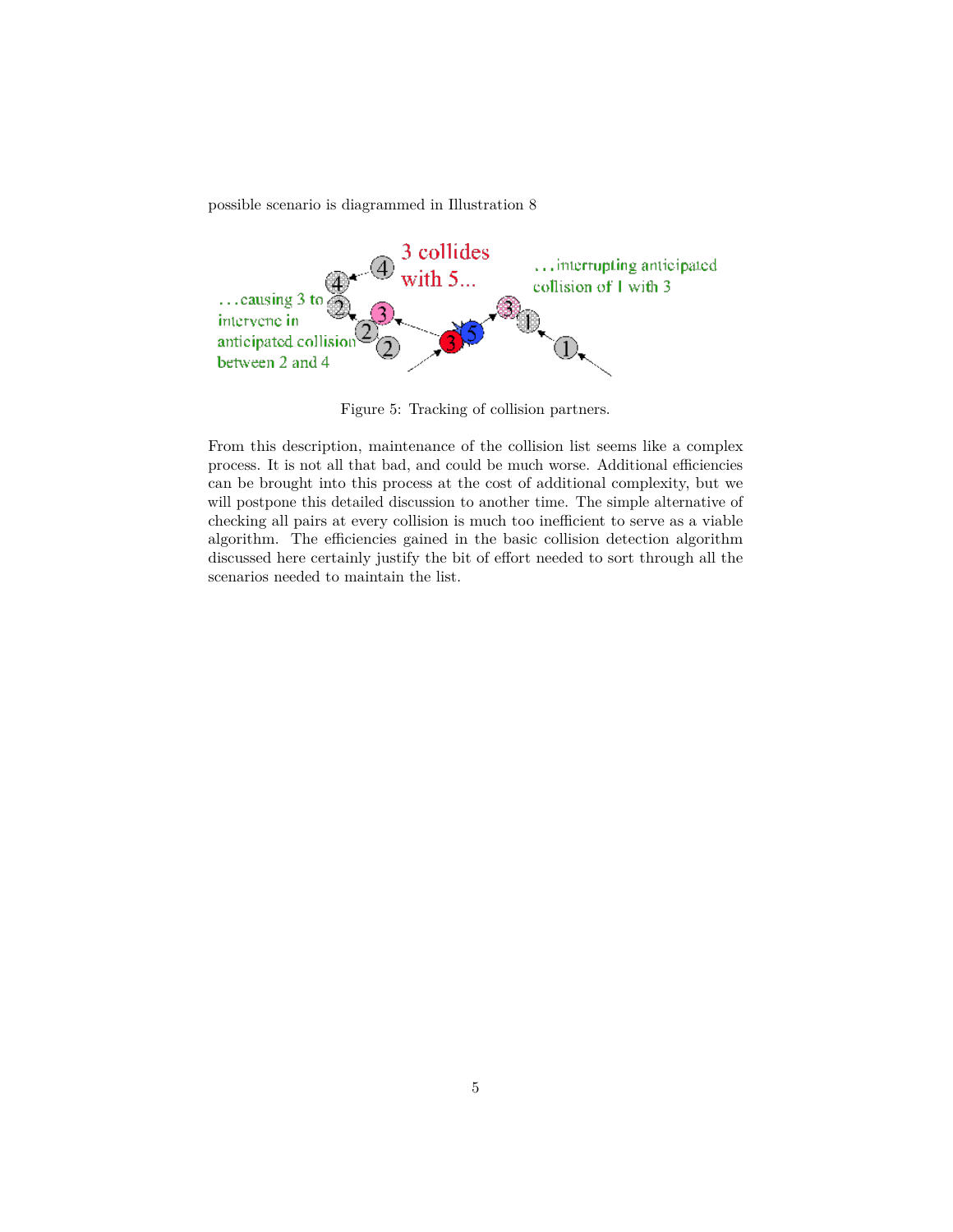possible scenario is diagrammed in Illustration 8

3 collides with 5...

...causing 3 to intervene in anticipated collision between 2 and 4

...interrupting anticipated collision of 1 with 3

Figure 5: Tracking of collision partners.

From this description, maintenance of the collision list seems like a complex process. It is not all that bad, and could be much worse. Additional efficiencies can be brought into this process at the cost of additional complexity, but we will postpone this detailed discussion to another time. The simple alternative of checking all pairs at every collision is much too inefficient to serve as a viable algorithm. The efficiencies gained in the basic collision detection algorithm discussed here certainly justify the bit of effort needed to sort through all the scenarios needed to maintain the list.